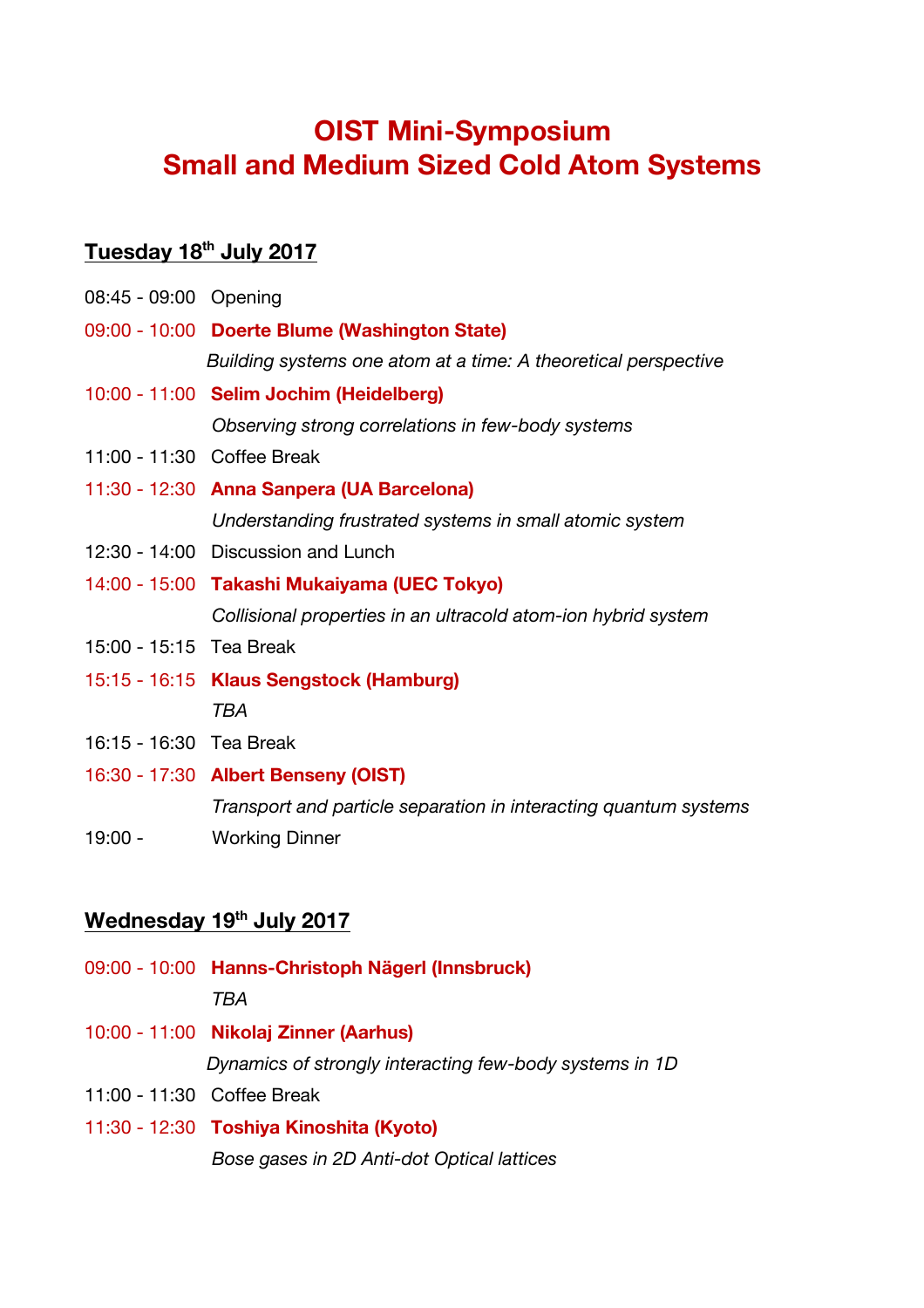# OIST Mini-Symposium
# Small and Medium Sized Cold Atom Systems

## Tuesday 18th July 2017

08:45 - 09:00 Opening

09:00 - 10:00 **Doerte Blume (Washington State)**
*Building systems one atom at a time: A theoretical perspective*

10:00 - 11:00 **Selim Jochim (Heidelberg)**
*Observing strong correlations in few-body systems*

11:00 - 11:30 Coffee Break

11:30 - 12:30 **Anna Sanpera (UA Barcelona)**
*Understanding frustrated systems in small atomic system*

12:30 - 14:00 Discussion and Lunch

14:00 - 15:00 **Takashi Mukaiyama (UEC Tokyo)**
*Collisional properties in an ultracold atom-ion hybrid system*

15:00 - 15:15 Tea Break

15:15 - 16:15 **Klaus Sengstock (Hamburg)**
*TBA*

16:15 - 16:30 Tea Break

16:30 - 17:30 **Albert Benseny (OIST)**
*Transport and particle separation in interacting quantum systems*

19:00 - Working Dinner

## Wednesday 19th July 2017

09:00 - 10:00 **Hanns-Christoph Nägerl (Innsbruck)**
*TBA*

10:00 - 11:00 **Nikolaj Zinner (Aarhus)**
*Dynamics of strongly interacting few-body systems in 1D*

11:00 - 11:30 Coffee Break

11:30 - 12:30 **Toshiya Kinoshita (Kyoto)**
*Bose gases in 2D Anti-dot Optical lattices*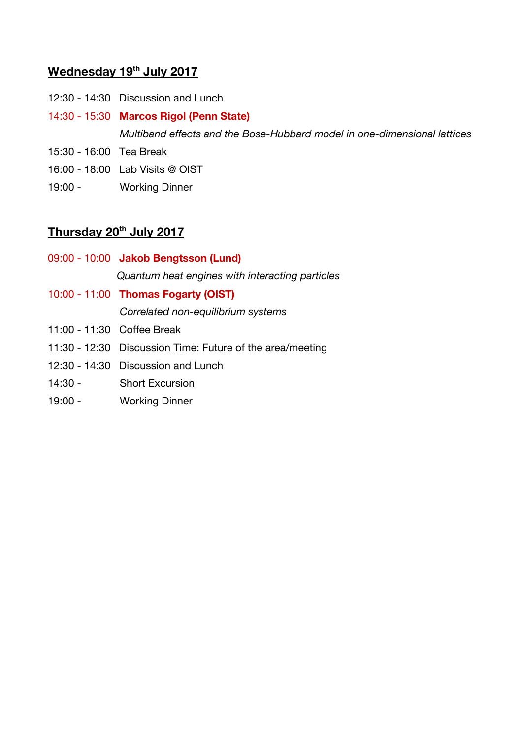## Wednesday 19th July 2017

12:30 - 14:30 Discussion and Lunch

14:30 - 15:30 **Marcos Rigol (Penn State)**

*Multiband effects and the Bose-Hubbard model in one-dimensional lattices*

15:30 - 16:00 Tea Break

16:00 - 18:00 Lab Visits @ OIST

19:00 - Working Dinner

## Thursday 20th July 2017

09:00 - 10:00 **Jakob Bengtsson (Lund)**

*Quantum heat engines with interacting particles*

10:00 - 11:00 **Thomas Fogarty (OIST)**

*Correlated non-equilibrium systems*

11:00 - 11:30 Coffee Break

11:30 - 12:30 Discussion Time: Future of the area/meeting

12:30 - 14:30 Discussion and Lunch

14:30 - Short Excursion

19:00 - Working Dinner